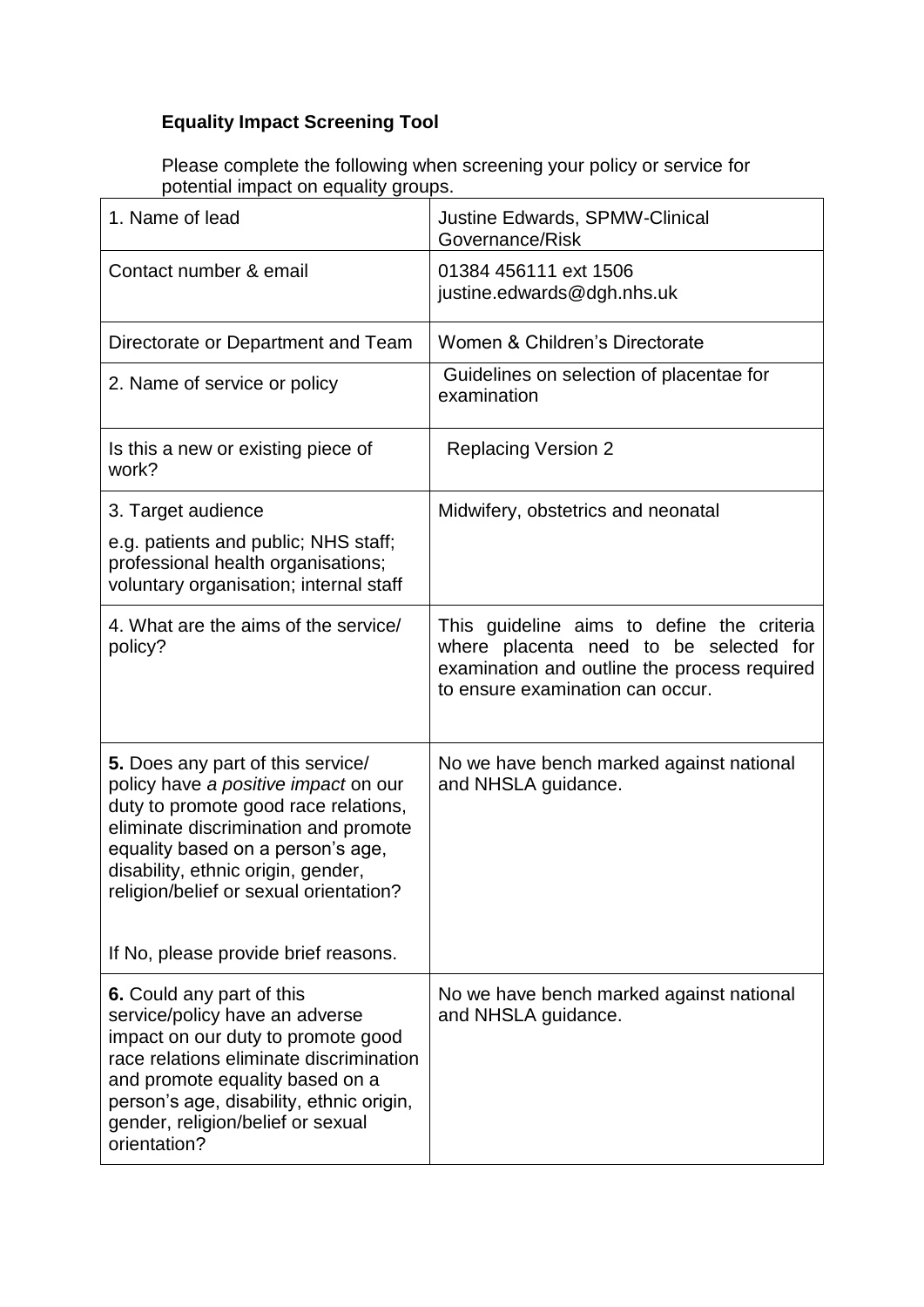**Equality Impact Screening Tool**

Please complete the following when screening your policy or service for potential impact on equality groups.

| | |
|---|---|
| 1. Name of lead | Justine Edwards, SPMW-Clinical Governance/Risk |
| Contact number & email | 01384 456111 ext 1506<br>justine.edwards@dgh.nhs.uk |
| Directorate or Department and Team | Women & Children's Directorate |
| 2. Name of service or policy | Guidelines on selection of placentae for examination |
| Is this a new or existing piece of work? | Replacing Version 2 |
| 3. Target audience<br>e.g. patients and public; NHS staff; professional health organisations; voluntary organisation; internal staff | Midwifery, obstetrics and neonatal |
| 4. What are the aims of the service/ policy? | This guideline aims to define the criteria where placenta need to be selected for examination and outline the process required to ensure examination can occur. |
| **5.** Does any part of this service/ policy have *a positive impact* on our duty to promote good race relations, eliminate discrimination and promote equality based on a person's age, disability, ethnic origin, gender, religion/belief or sexual orientation?<br><br>If No, please provide brief reasons. | No we have bench marked against national and NHSLA guidance. |
| **6.** Could any part of this service/policy have an adverse impact on our duty to promote good race relations eliminate discrimination and promote equality based on a person's age, disability, ethnic origin, gender, religion/belief or sexual orientation? | No we have bench marked against national and NHSLA guidance. |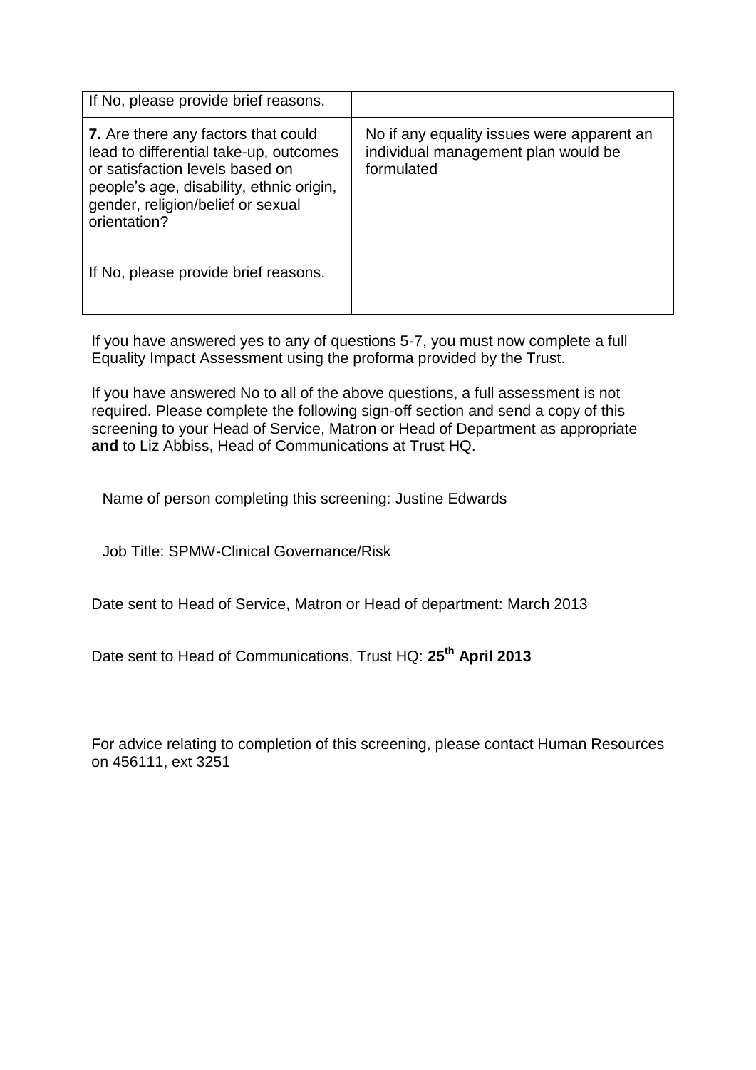| | |
|---|---|
| If No, please provide brief reasons. | |
| **7.** Are there any factors that could lead to differential take-up, outcomes or satisfaction levels based on people's age, disability, ethnic origin, gender, religion/belief or sexual orientation?<br><br>If No, please provide brief reasons. | No if any equality issues were apparent an individual management plan would be formulated |

If you have answered yes to any of questions 5-7, you must now complete a full Equality Impact Assessment using the proforma provided by the Trust.

If you have answered No to all of the above questions, a full assessment is not required. Please complete the following sign-off section and send a copy of this screening to your Head of Service, Matron or Head of Department as appropriate **and** to Liz Abbiss, Head of Communications at Trust HQ.

Name of person completing this screening: Justine Edwards

Job Title: SPMW-Clinical Governance/Risk

Date sent to Head of Service, Matron or Head of department: March 2013

Date sent to Head of Communications, Trust HQ: **25th April 2013**

For advice relating to completion of this screening, please contact Human Resources on 456111, ext 3251